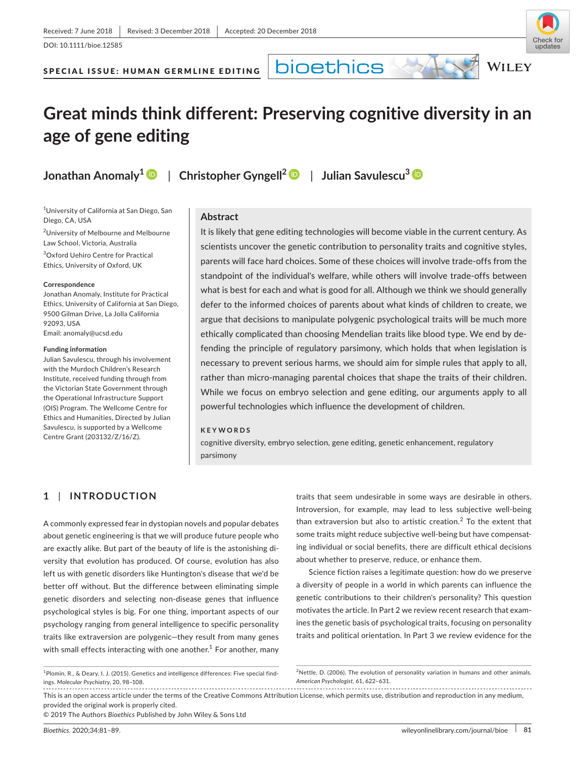Received: 7 June 2018 | Revised: 3 December 2018 | Accepted: 20 December 2018

DOI: 10.1111/bioe.12585

SPECIAL ISSUE: HUMAN GERMLINE EDITING

# Great minds think different: Preserving cognitive diversity in an age of gene editing

Jonathan Anomaly[1] | Christopher Gyngell[2] | Julian Savulescu[3]

[1]University of California at San Diego, San Diego, CA, USA

[2]University of Melbourne and Melbourne Law School, Victoria, Australia

[3]Oxford Uehiro Centre for Practical Ethics, University of Oxford, UK

**Correspondence**
Jonathan Anomaly, Institute for Practical Ethics, University of California at San Diego, 9500 Gilman Drive, La Jolla California 92093, USA
Email: anomaly@ucsd.edu

**Funding information**
Julian Savulescu, through his involvement with the Murdoch Children's Research Institute, received funding through from the Victorian State Government through the Operational Infrastructure Support (OIS) Program. The Wellcome Centre for Ethics and Humanities, Directed by Julian Savulescu, is supported by a Wellcome Centre Grant (203132/Z/16/Z).

## Abstract

It is likely that gene editing technologies will become viable in the current century. As scientists uncover the genetic contribution to personality traits and cognitive styles, parents will face hard choices. Some of these choices will involve trade-offs from the standpoint of the individual's welfare, while others will involve trade-offs between what is best for each and what is good for all. Although we think we should generally defer to the informed choices of parents about what kinds of children to create, we argue that decisions to manipulate polygenic psychological traits will be much more ethically complicated than choosing Mendelian traits like blood type. We end by defending the principle of regulatory parsimony, which holds that when legislation is necessary to prevent serious harms, we should aim for simple rules that apply to all, rather than micro-managing parental choices that shape the traits of their children. While we focus on embryo selection and gene editing, our arguments apply to all powerful technologies which influence the development of children.

**KEYWORDS**

cognitive diversity, embryo selection, gene editing, genetic enhancement, regulatory parsimony

## 1 | INTRODUCTION

A commonly expressed fear in dystopian novels and popular debates about genetic engineering is that we will produce future people who are exactly alike. But part of the beauty of life is the astonishing diversity that evolution has produced. Of course, evolution has also left us with genetic disorders like Huntington's disease that we'd be better off without. But the difference between eliminating simple genetic disorders and selecting non-disease genes that influence psychological styles is big. For one thing, important aspects of our psychology ranging from general intelligence to specific personality traits like extraversion are polygenic—they result from many genes with small effects interacting with one another.[1] For another, many traits that seem undesirable in some ways are desirable in others. Introversion, for example, may lead to less subjective well-being than extraversion but also to artistic creation.[2] To the extent that some traits might reduce subjective well-being but have compensating individual or social benefits, there are difficult ethical decisions about whether to preserve, reduce, or enhance them.

Science fiction raises a legitimate question: how do we preserve a diversity of people in a world in which parents can influence the genetic contributions to their children's personality? This question motivates the article. In Part 2 we review recent research that examines the genetic basis of psychological traits, focusing on personality traits and political orientation. In Part 3 we review evidence for the

[1]Plomin, R., & Deary, I. J. (2015). Genetics and intelligence differences: Five special findings. *Molecular Psychiatry*, 20, 98–108.

[2]Nettle, D. (2006). The evolution of personality variation in humans and other animals. *American Psychologist*, 61, 622–631.

This is an open access article under the terms of the Creative Commons Attribution License, which permits use, distribution and reproduction in any medium, provided the original work is properly cited.
© 2019 The Authors *Bioethics* Published by John Wiley & Sons Ltd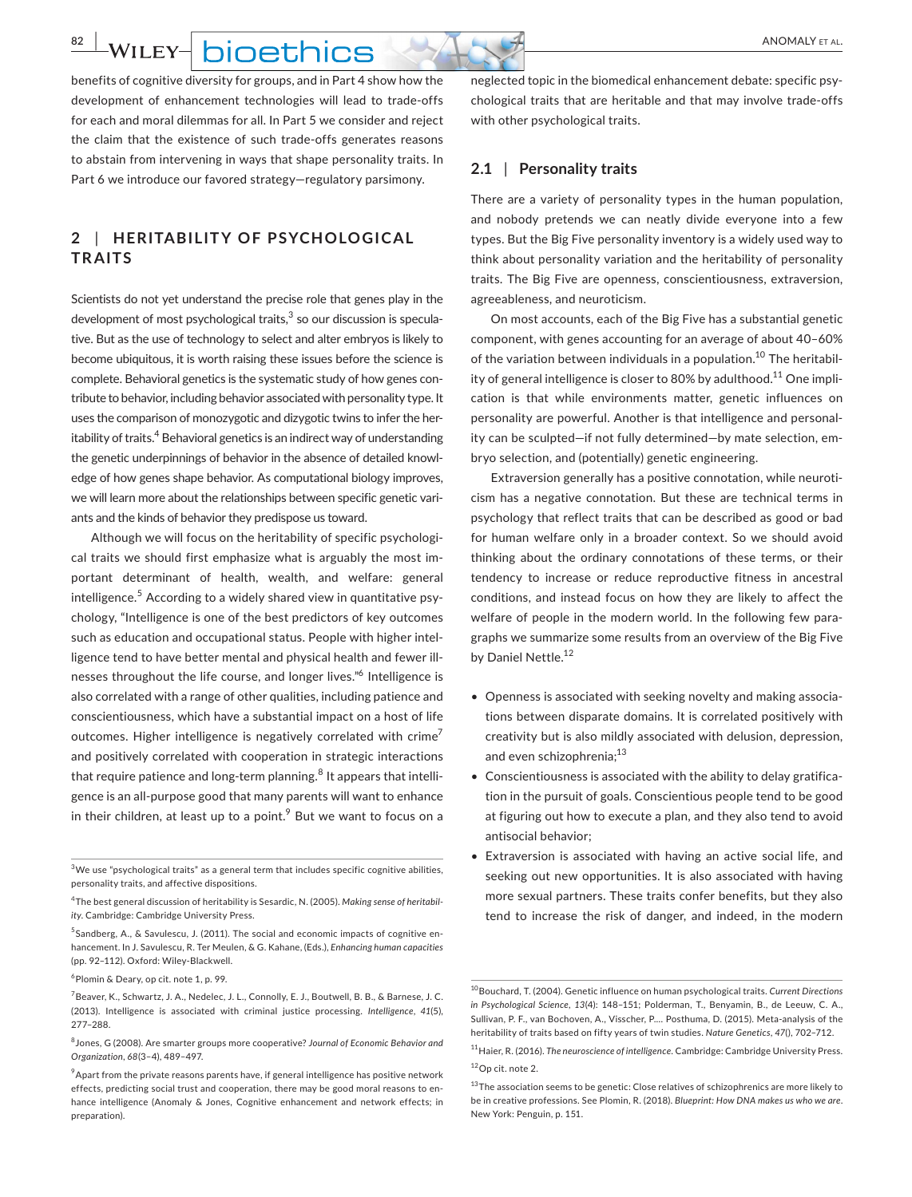benefits of cognitive diversity for groups, and in Part 4 show how the development of enhancement technologies will lead to trade-offs for each and moral dilemmas for all. In Part 5 we consider and reject the claim that the existence of such trade-offs generates reasons to abstain from intervening in ways that shape personality traits. In Part 6 we introduce our favored strategy—regulatory parsimony.

## 2 | HERITABILITY OF PSYCHOLOGICAL TRAITS

Scientists do not yet understand the precise role that genes play in the development of most psychological traits,[3] so our discussion is speculative. But as the use of technology to select and alter embryos is likely to become ubiquitous, it is worth raising these issues before the science is complete. Behavioral genetics is the systematic study of how genes contribute to behavior, including behavior associated with personality type. It uses the comparison of monozygotic and dizygotic twins to infer the heritability of traits.[4] Behavioral genetics is an indirect way of understanding the genetic underpinnings of behavior in the absence of detailed knowledge of how genes shape behavior. As computational biology improves, we will learn more about the relationships between specific genetic variants and the kinds of behavior they predispose us toward.

Although we will focus on the heritability of specific psychological traits we should first emphasize what is arguably the most important determinant of health, wealth, and welfare: general intelligence.[5] According to a widely shared view in quantitative psychology, "Intelligence is one of the best predictors of key outcomes such as education and occupational status. People with higher intelligence tend to have better mental and physical health and fewer illnesses throughout the life course, and longer lives."[6] Intelligence is also correlated with a range of other qualities, including patience and conscientiousness, which have a substantial impact on a host of life outcomes. Higher intelligence is negatively correlated with crime[7] and positively correlated with cooperation in strategic interactions that require patience and long-term planning.[8] It appears that intelligence is an all-purpose good that many parents will want to enhance in their children, at least up to a point.[9] But we want to focus on a neglected topic in the biomedical enhancement debate: specific psychological traits that are heritable and that may involve trade-offs with other psychological traits.

### 2.1 | Personality traits

There are a variety of personality types in the human population, and nobody pretends we can neatly divide everyone into a few types. But the Big Five personality inventory is a widely used way to think about personality variation and the heritability of personality traits. The Big Five are openness, conscientiousness, extraversion, agreeableness, and neuroticism.

On most accounts, each of the Big Five has a substantial genetic component, with genes accounting for an average of about 40–60% of the variation between individuals in a population.[10] The heritability of general intelligence is closer to 80% by adulthood.[11] One implication is that while environments matter, genetic influences on personality are powerful. Another is that intelligence and personality can be sculpted—if not fully determined—by mate selection, embryo selection, and (potentially) genetic engineering.

Extraversion generally has a positive connotation, while neuroticism has a negative connotation. But these are technical terms in psychology that reflect traits that can be described as good or bad for human welfare only in a broader context. So we should avoid thinking about the ordinary connotations of these terms, or their tendency to increase or reduce reproductive fitness in ancestral conditions, and instead focus on how they are likely to affect the welfare of people in the modern world. In the following few paragraphs we summarize some results from an overview of the Big Five by Daniel Nettle.[12]

- Openness is associated with seeking novelty and making associations between disparate domains. It is correlated positively with creativity but is also mildly associated with delusion, depression, and even schizophrenia;[13]
- Conscientiousness is associated with the ability to delay gratification in the pursuit of goals. Conscientious people tend to be good at figuring out how to execute a plan, and they also tend to avoid antisocial behavior;
- Extraversion is associated with having an active social life, and seeking out new opportunities. It is also associated with having more sexual partners. These traits confer benefits, but they also tend to increase the risk of danger, and indeed, in the modern

---

[3] We use "psychological traits" as a general term that includes specific cognitive abilities, personality traits, and affective dispositions.

[4] The best general discussion of heritability is Sesardic, N. (2005). *Making sense of heritability*. Cambridge: Cambridge University Press.

[5] Sandberg, A., & Savulescu, J. (2011). The social and economic impacts of cognitive enhancement. In J. Savulescu, R. Ter Meulen, & G. Kahane, (Eds.), *Enhancing human capacities* (pp. 92–112). Oxford: Wiley-Blackwell.

[6] Plomin & Deary, op cit. note 1, p. 99.

[7] Beaver, K., Schwartz, J. A., Nedelec, J. L., Connolly, E. J., Boutwell, B. B., & Barnese, J. C. (2013). Intelligence is associated with criminal justice processing. *Intelligence*, *41*(5), 277–288.

[8] Jones, G (2008). Are smarter groups more cooperative? *Journal of Economic Behavior and Organization*, *68*(3–4), 489–497.

[9] Apart from the private reasons parents have, if general intelligence has positive network effects, predicting social trust and cooperation, there may be good moral reasons to enhance intelligence (Anomaly & Jones, Cognitive enhancement and network effects; in preparation).

[10] Bouchard, T. (2004). Genetic influence on human psychological traits. *Current Directions in Psychological Science*, *13*(4): 148–151; Polderman, T., Benyamin, B., de Leeuw, C. A., Sullivan, P. F., van Bochoven, A., Visscher, P.... Posthuma, D. (2015). Meta-analysis of the heritability of traits based on fifty years of twin studies. *Nature Genetics*, *47*(), 702–712.

[11] Haier, R. (2016). *The neuroscience of intelligence*. Cambridge: Cambridge University Press.

[12] Op cit. note 2.

[13] The association seems to be genetic: Close relatives of schizophrenics are more likely to be in creative professions. See Plomin, R. (2018). *Blueprint: How DNA makes us who we are*. New York: Penguin, p. 151.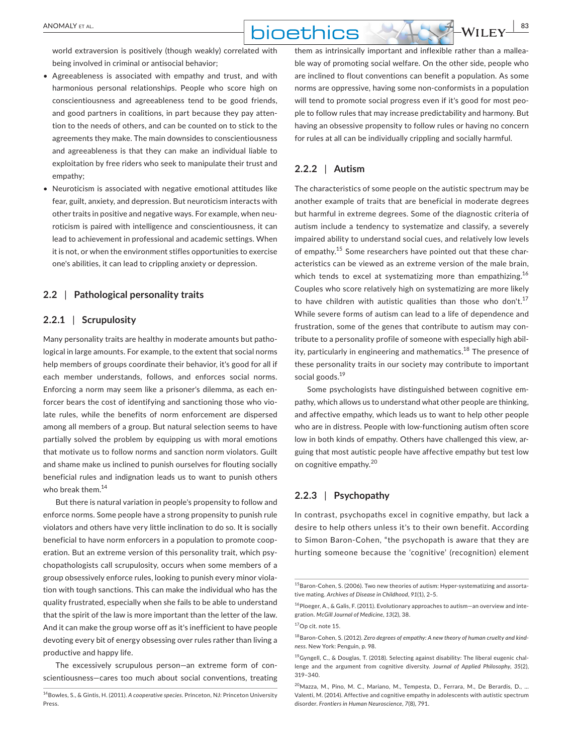world extraversion is positively (though weakly) correlated with being involved in criminal or antisocial behavior;

- Agreeableness is associated with empathy and trust, and with harmonious personal relationships. People who score high on conscientiousness and agreeableness tend to be good friends, and good partners in coalitions, in part because they pay attention to the needs of others, and can be counted on to stick to the agreements they make. The main downsides to conscientiousness and agreeableness is that they can make an individual liable to exploitation by free riders who seek to manipulate their trust and empathy;
- Neuroticism is associated with negative emotional attitudes like fear, guilt, anxiety, and depression. But neuroticism interacts with other traits in positive and negative ways. For example, when neuroticism is paired with intelligence and conscientiousness, it can lead to achievement in professional and academic settings. When it is not, or when the environment stifles opportunities to exercise one's abilities, it can lead to crippling anxiety or depression.

## 2.2 | Pathological personality traits

### 2.2.1 | Scrupulosity

Many personality traits are healthy in moderate amounts but pathological in large amounts. For example, to the extent that social norms help members of groups coordinate their behavior, it's good for all if each member understands, follows, and enforces social norms. Enforcing a norm may seem like a prisoner's dilemma, as each enforcer bears the cost of identifying and sanctioning those who violate rules, while the benefits of norm enforcement are dispersed among all members of a group. But natural selection seems to have partially solved the problem by equipping us with moral emotions that motivate us to follow norms and sanction norm violators. Guilt and shame make us inclined to punish ourselves for flouting socially beneficial rules and indignation leads us to want to punish others who break them.[14]

But there is natural variation in people's propensity to follow and enforce norms. Some people have a strong propensity to punish rule violators and others have very little inclination to do so. It is socially beneficial to have norm enforcers in a population to promote cooperation. But an extreme version of this personality trait, which psychopathologists call scrupulosity, occurs when some members of a group obsessively enforce rules, looking to punish every minor violation with tough sanctions. This can make the individual who has the quality frustrated, especially when she fails to be able to understand that the spirit of the law is more important than the letter of the law. And it can make the group worse off as it's inefficient to have people devoting every bit of energy obsessing over rules rather than living a productive and happy life.

The excessively scrupulous person—an extreme form of conscientiousness—cares too much about social conventions, treating them as intrinsically important and inflexible rather than a malleable way of promoting social welfare. On the other side, people who are inclined to flout conventions can benefit a population. As some norms are oppressive, having some non-conformists in a population will tend to promote social progress even if it's good for most people to follow rules that may increase predictability and harmony. But having an obsessive propensity to follow rules or having no concern for rules at all can be individually crippling and socially harmful.

### 2.2.2 | Autism

The characteristics of some people on the autistic spectrum may be another example of traits that are beneficial in moderate degrees but harmful in extreme degrees. Some of the diagnostic criteria of autism include a tendency to systematize and classify, a severely impaired ability to understand social cues, and relatively low levels of empathy.[15] Some researchers have pointed out that these characteristics can be viewed as an extreme version of the male brain, which tends to excel at systematizing more than empathizing.[16] Couples who score relatively high on systematizing are more likely to have children with autistic qualities than those who don't.[17] While severe forms of autism can lead to a life of dependence and frustration, some of the genes that contribute to autism may contribute to a personality profile of someone with especially high ability, particularly in engineering and mathematics.[18] The presence of these personality traits in our society may contribute to important social goods.[19]

Some psychologists have distinguished between cognitive empathy, which allows us to understand what other people are thinking, and affective empathy, which leads us to want to help other people who are in distress. People with low-functioning autism often score low in both kinds of empathy. Others have challenged this view, arguing that most autistic people have affective empathy but test low on cognitive empathy.[20]

### 2.2.3 | Psychopathy

In contrast, psychopaths excel in cognitive empathy, but lack a desire to help others unless it's to their own benefit. According to Simon Baron-Cohen, "the psychopath is aware that they are hurting someone because the 'cognitive' (recognition) element

---

[14] Bowles, S., & Gintis, H. (2011). *A cooperative species*. Princeton, NJ: Princeton University Press.

[15] Baron-Cohen, S. (2006). Two new theories of autism: Hyper-systematizing and assortative mating. *Archives of Disease in Childhood*, *91*(1), 2–5.

[16] Ploeger, A., & Galis, F. (2011). Evolutionary approaches to autism—an overview and integration. *McGill Journal of Medicine*, *13*(2), 38.

[17] Op cit. note 15.

[18] Baron-Cohen, S. (2012). *Zero degrees of empathy: A new theory of human cruelty and kindness*. New York: Penguin, p. 98.

[19] Gyngell, C., & Douglas, T. (2018). Selecting against disability: The liberal eugenic challenge and the argument from cognitive diversity. *Journal of Applied Philosophy*, *35*(2), 319–340.

[20] Mazza, M., Pino, M. C., Mariano, M., Tempesta, D., Ferrara, M., De Berardis, D., … Valenti, M. (2014). Affective and cognitive empathy in adolescents with autistic spectrum disorder. *Frontiers in Human Neuroscience*, *7*(8), 791.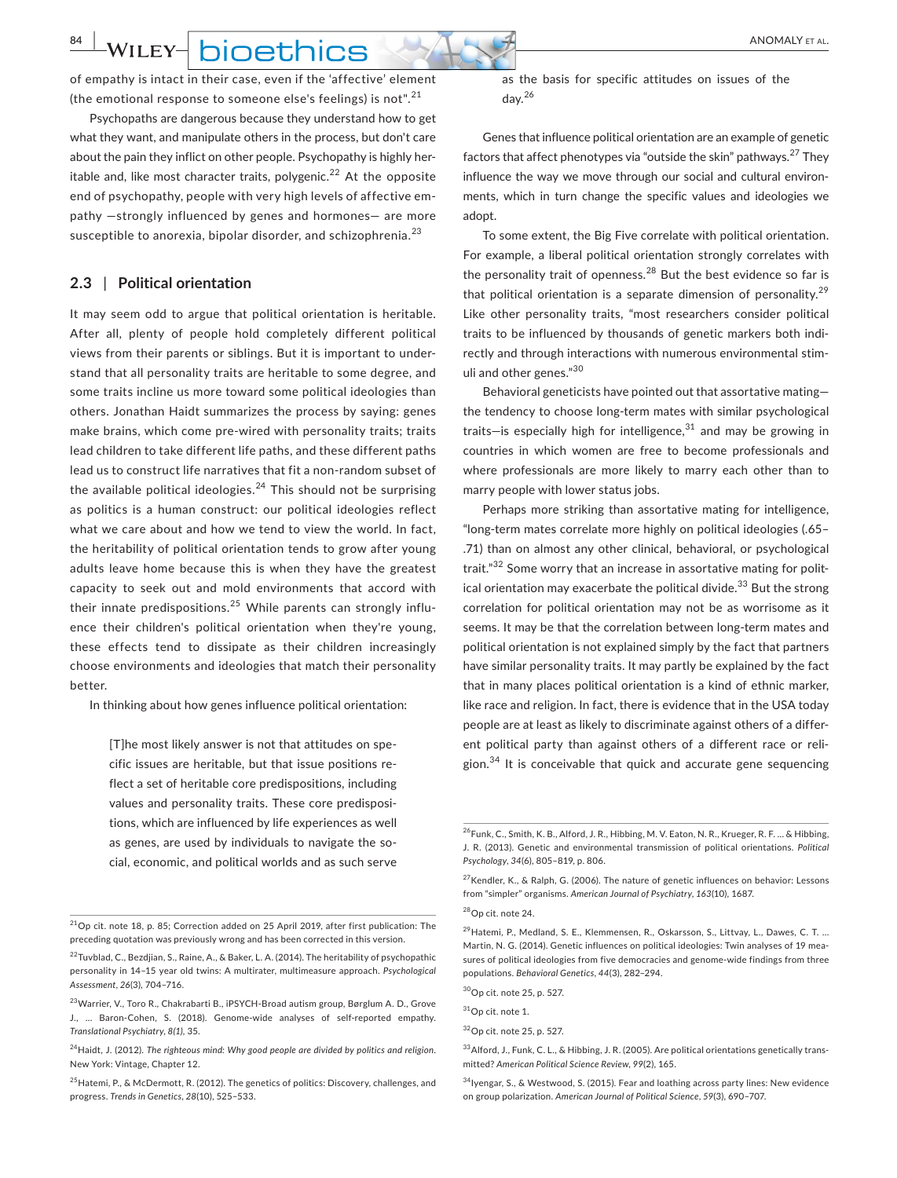of empathy is intact in their case, even if the 'affective' element (the emotional response to someone else's feelings) is not".[21]

Psychopaths are dangerous because they understand how to get what they want, and manipulate others in the process, but don't care about the pain they inflict on other people. Psychopathy is highly heritable and, like most character traits, polygenic.[22] At the opposite end of psychopathy, people with very high levels of affective empathy —strongly influenced by genes and hormones— are more susceptible to anorexia, bipolar disorder, and schizophrenia.[23]

### 2.3 | Political orientation

It may seem odd to argue that political orientation is heritable. After all, plenty of people hold completely different political views from their parents or siblings. But it is important to understand that all personality traits are heritable to some degree, and some traits incline us more toward some political ideologies than others. Jonathan Haidt summarizes the process by saying: genes make brains, which come pre-wired with personality traits; traits lead children to take different life paths, and these different paths lead us to construct life narratives that fit a non-random subset of the available political ideologies.[24] This should not be surprising as politics is a human construct: our political ideologies reflect what we care about and how we tend to view the world. In fact, the heritability of political orientation tends to grow after young adults leave home because this is when they have the greatest capacity to seek out and mold environments that accord with their innate predispositions.[25] While parents can strongly influence their children's political orientation when they're young, these effects tend to dissipate as their children increasingly choose environments and ideologies that match their personality better.

In thinking about how genes influence political orientation:

> [T]he most likely answer is not that attitudes on specific issues are heritable, but that issue positions reflect a set of heritable core predispositions, including values and personality traits. These core predispositions, which are influenced by life experiences as well as genes, are used by individuals to navigate the social, economic, and political worlds and as such serve as the basis for specific attitudes on issues of the day.[26]

Genes that influence political orientation are an example of genetic factors that affect phenotypes via "outside the skin" pathways.[27] They influence the way we move through our social and cultural environments, which in turn change the specific values and ideologies we adopt.

To some extent, the Big Five correlate with political orientation. For example, a liberal political orientation strongly correlates with the personality trait of openness.[28] But the best evidence so far is that political orientation is a separate dimension of personality.[29] Like other personality traits, "most researchers consider political traits to be influenced by thousands of genetic markers both indirectly and through interactions with numerous environmental stimuli and other genes."[30]

Behavioral geneticists have pointed out that assortative mating—the tendency to choose long-term mates with similar psychological traits—is especially high for intelligence,[31] and may be growing in countries in which women are free to become professionals and where professionals are more likely to marry each other than to marry people with lower status jobs.

Perhaps more striking than assortative mating for intelligence, "long-term mates correlate more highly on political ideologies (.65–.71) than on almost any other clinical, behavioral, or psychological trait."[32] Some worry that an increase in assortative mating for political orientation may exacerbate the political divide.[33] But the strong correlation for political orientation may not be as worrisome as it seems. It may be that the correlation between long-term mates and political orientation is not explained simply by the fact that partners have similar personality traits. It may partly be explained by the fact that in many places political orientation is a kind of ethnic marker, like race and religion. In fact, there is evidence that in the USA today people are at least as likely to discriminate against others of a different political party than against others of a different race or religion.[34] It is conceivable that quick and accurate gene sequencing

---

[21] Op cit. note 18, p. 85; Correction added on 25 April 2019, after first publication: The preceding quotation was previously wrong and has been corrected in this version.

[22] Tuvblad, C., Bezdjian, S., Raine, A., & Baker, L. A. (2014). The heritability of psychopathic personality in 14–15 year old twins: A multirater, multimeasure approach. *Psychological Assessment*, *26*(3), 704–716.

[23] Warrier, V., Toro R., Chakrabarti B., iPSYCH-Broad autism group, Børglum A. D., Grove J., … Baron-Cohen, S. (2018). Genome-wide analyses of self-reported empathy. *Translational Psychiatry*, *8(1)*, 35.

[24] Haidt, J. (2012). *The righteous mind: Why good people are divided by politics and religion*. New York: Vintage, Chapter 12.

[25] Hatemi, P., & McDermott, R. (2012). The genetics of politics: Discovery, challenges, and progress. *Trends in Genetics*, *28*(10), 525–533.

[26] Funk, C., Smith, K. B., Alford, J. R., Hibbing, M. V. Eaton, N. R., Krueger, R. F. … & Hibbing, J. R. (2013). Genetic and environmental transmission of political orientations. *Political Psychology*, *34*(6), 805–819, p. 806.

[27] Kendler, K., & Ralph, G. (2006). The nature of genetic influences on behavior: Lessons from "simpler" organisms. *American Journal of Psychiatry*, *163*(10), 1687.

[28] Op cit. note 24.

[29] Hatemi, P., Medland, S. E., Klemmensen, R., Oskarsson, S., Littvay, L., Dawes, C. T. … Martin, N. G. (2014). Genetic influences on political ideologies: Twin analyses of 19 measures of political ideologies from five democracies and genome-wide findings from three populations. *Behavioral Genetics*, *44*(3), 282–294.

[30] Op cit. note 25, p. 527.

[31] Op cit. note 1.

[32] Op cit. note 25, p. 527.

[33] Alford, J., Funk, C. L., & Hibbing, J. R. (2005). Are political orientations genetically transmitted? *American Political Science Review*, *99*(2), 165.

[34] Iyengar, S., & Westwood, S. (2015). Fear and loathing across party lines: New evidence on group polarization. *American Journal of Political Science*, *59*(3), 690–707.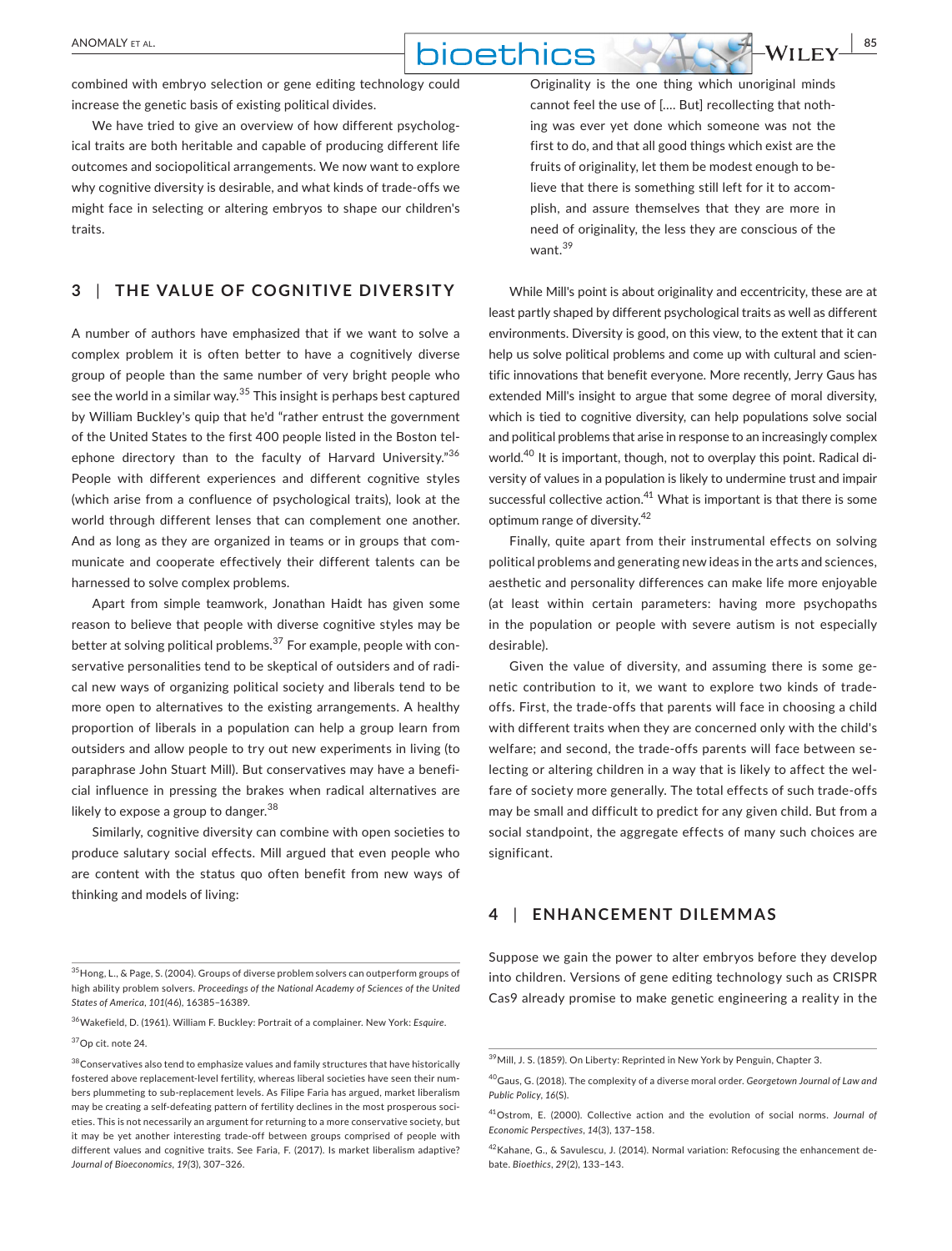combined with embryo selection or gene editing technology could increase the genetic basis of existing political divides.

We have tried to give an overview of how different psychological traits are both heritable and capable of producing different life outcomes and sociopolitical arrangements. We now want to explore why cognitive diversity is desirable, and what kinds of trade-offs we might face in selecting or altering embryos to shape our children's traits.

## 3 | THE VALUE OF COGNITIVE DIVERSITY

A number of authors have emphasized that if we want to solve a complex problem it is often better to have a cognitively diverse group of people than the same number of very bright people who see the world in a similar way.[35] This insight is perhaps best captured by William Buckley's quip that he'd "rather entrust the government of the United States to the first 400 people listed in the Boston telephone directory than to the faculty of Harvard University."[36] People with different experiences and different cognitive styles (which arise from a confluence of psychological traits), look at the world through different lenses that can complement one another. And as long as they are organized in teams or in groups that communicate and cooperate effectively their different talents can be harnessed to solve complex problems.

Apart from simple teamwork, Jonathan Haidt has given some reason to believe that people with diverse cognitive styles may be better at solving political problems.[37] For example, people with conservative personalities tend to be skeptical of outsiders and of radical new ways of organizing political society and liberals tend to be more open to alternatives to the existing arrangements. A healthy proportion of liberals in a population can help a group learn from outsiders and allow people to try out new experiments in living (to paraphrase John Stuart Mill). But conservatives may have a beneficial influence in pressing the brakes when radical alternatives are likely to expose a group to danger.[38]

Similarly, cognitive diversity can combine with open societies to produce salutary social effects. Mill argued that even people who are content with the status quo often benefit from new ways of thinking and models of living:

> Originality is the one thing which unoriginal minds cannot feel the use of [.... But] recollecting that nothing was ever yet done which someone was not the first to do, and that all good things which exist are the fruits of originality, let them be modest enough to believe that there is something still left for it to accomplish, and assure themselves that they are more in need of originality, the less they are conscious of the want.[39]

While Mill's point is about originality and eccentricity, these are at least partly shaped by different psychological traits as well as different environments. Diversity is good, on this view, to the extent that it can help us solve political problems and come up with cultural and scientific innovations that benefit everyone. More recently, Jerry Gaus has extended Mill's insight to argue that some degree of moral diversity, which is tied to cognitive diversity, can help populations solve social and political problems that arise in response to an increasingly complex world.[40] It is important, though, not to overplay this point. Radical diversity of values in a population is likely to undermine trust and impair successful collective action.[41] What is important is that there is some optimum range of diversity.[42]

Finally, quite apart from their instrumental effects on solving political problems and generating new ideas in the arts and sciences, aesthetic and personality differences can make life more enjoyable (at least within certain parameters: having more psychopaths in the population or people with severe autism is not especially desirable).

Given the value of diversity, and assuming there is some genetic contribution to it, we want to explore two kinds of trade-offs. First, the trade-offs that parents will face in choosing a child with different traits when they are concerned only with the child's welfare; and second, the trade-offs parents will face between selecting or altering children in a way that is likely to affect the welfare of society more generally. The total effects of such trade-offs may be small and difficult to predict for any given child. But from a social standpoint, the aggregate effects of many such choices are significant.

## 4 | ENHANCEMENT DILEMMAS

Suppose we gain the power to alter embryos before they develop into children. Versions of gene editing technology such as CRISPR Cas9 already promise to make genetic engineering a reality in the

---

[35] Hong, L., & Page, S. (2004). Groups of diverse problem solvers can outperform groups of high ability problem solvers. *Proceedings of the National Academy of Sciences of the United States of America*, *101*(46), 16385–16389.

[36] Wakefield, D. (1961). William F. Buckley: Portrait of a complainer. New York: *Esquire*.

[37] Op cit. note 24.

[38] Conservatives also tend to emphasize values and family structures that have historically fostered above replacement-level fertility, whereas liberal societies have seen their numbers plummeting to sub-replacement levels. As Filipe Faria has argued, market liberalism may be creating a self-defeating pattern of fertility declines in the most prosperous societies. This is not necessarily an argument for returning to a more conservative society, but it may be yet another interesting trade-off between groups comprised of people with different values and cognitive traits. See Faria, F. (2017). Is market liberalism adaptive? *Journal of Bioeconomics*, *19*(3), 307–326.

[39] Mill, J. S. (1859). On Liberty: Reprinted in New York by Penguin, Chapter 3.

[40] Gaus, G. (2018). The complexity of a diverse moral order. *Georgetown Journal of Law and Public Policy*, *16*(S).

[41] Ostrom, E. (2000). Collective action and the evolution of social norms. *Journal of Economic Perspectives*, *14*(3), 137–158.

[42] Kahane, G., & Savulescu, J. (2014). Normal variation: Refocusing the enhancement debate. *Bioethics*, *29*(2), 133–143.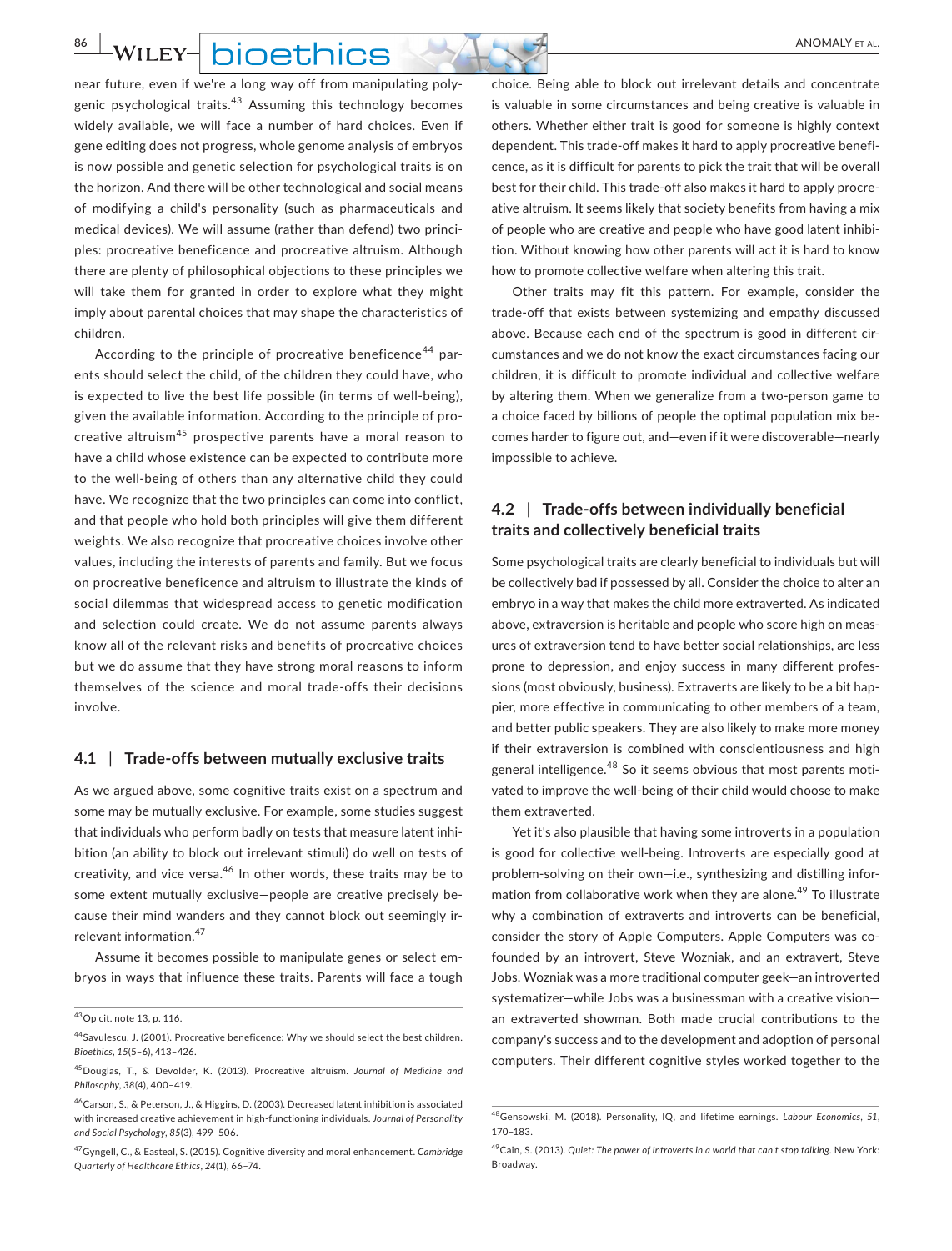near future, even if we're a long way off from manipulating polygenic psychological traits.[43] Assuming this technology becomes widely available, we will face a number of hard choices. Even if gene editing does not progress, whole genome analysis of embryos is now possible and genetic selection for psychological traits is on the horizon. And there will be other technological and social means of modifying a child's personality (such as pharmaceuticals and medical devices). We will assume (rather than defend) two principles: procreative beneficence and procreative altruism. Although there are plenty of philosophical objections to these principles we will take them for granted in order to explore what they might imply about parental choices that may shape the characteristics of children.

According to the principle of procreative beneficence[44] parents should select the child, of the children they could have, who is expected to live the best life possible (in terms of well-being), given the available information. According to the principle of procreative altruism[45] prospective parents have a moral reason to have a child whose existence can be expected to contribute more to the well-being of others than any alternative child they could have. We recognize that the two principles can come into conflict, and that people who hold both principles will give them different weights. We also recognize that procreative choices involve other values, including the interests of parents and family. But we focus on procreative beneficence and altruism to illustrate the kinds of social dilemmas that widespread access to genetic modification and selection could create. We do not assume parents always know all of the relevant risks and benefits of procreative choices but we do assume that they have strong moral reasons to inform themselves of the science and moral trade-offs their decisions involve.

### 4.1 | Trade-offs between mutually exclusive traits

As we argued above, some cognitive traits exist on a spectrum and some may be mutually exclusive. For example, some studies suggest that individuals who perform badly on tests that measure latent inhibition (an ability to block out irrelevant stimuli) do well on tests of creativity, and vice versa.[46] In other words, these traits may be to some extent mutually exclusive—people are creative precisely because their mind wanders and they cannot block out seemingly irrelevant information.[47]

Assume it becomes possible to manipulate genes or select embryos in ways that influence these traits. Parents will face a tough choice. Being able to block out irrelevant details and concentrate is valuable in some circumstances and being creative is valuable in others. Whether either trait is good for someone is highly context dependent. This trade-off makes it hard to apply procreative beneficence, as it is difficult for parents to pick the trait that will be overall best for their child. This trade-off also makes it hard to apply procreative altruism. It seems likely that society benefits from having a mix of people who are creative and people who have good latent inhibition. Without knowing how other parents will act it is hard to know how to promote collective welfare when altering this trait.

Other traits may fit this pattern. For example, consider the trade-off that exists between systemizing and empathy discussed above. Because each end of the spectrum is good in different circumstances and we do not know the exact circumstances facing our children, it is difficult to promote individual and collective welfare by altering them. When we generalize from a two-person game to a choice faced by billions of people the optimal population mix becomes harder to figure out, and—even if it were discoverable—nearly impossible to achieve.

### 4.2 | Trade-offs between individually beneficial traits and collectively beneficial traits

Some psychological traits are clearly beneficial to individuals but will be collectively bad if possessed by all. Consider the choice to alter an embryo in a way that makes the child more extraverted. As indicated above, extraversion is heritable and people who score high on measures of extraversion tend to have better social relationships, are less prone to depression, and enjoy success in many different professions (most obviously, business). Extraverts are likely to be a bit happier, more effective in communicating to other members of a team, and better public speakers. They are also likely to make more money if their extraversion is combined with conscientiousness and high general intelligence.[48] So it seems obvious that most parents motivated to improve the well-being of their child would choose to make them extraverted.

Yet it's also plausible that having some introverts in a population is good for collective well-being. Introverts are especially good at problem-solving on their own—i.e., synthesizing and distilling information from collaborative work when they are alone.[49] To illustrate why a combination of extraverts and introverts can be beneficial, consider the story of Apple Computers. Apple Computers was co-founded by an introvert, Steve Wozniak, and an extravert, Steve Jobs. Wozniak was a more traditional computer geek—an introverted systematizer—while Jobs was a businessman with a creative vision—an extraverted showman. Both made crucial contributions to the company's success and to the development and adoption of personal computers. Their different cognitive styles worked together to the

---

[43] Op cit. note 13, p. 116.

[44] Savulescu, J. (2001). Procreative beneficence: Why we should select the best children. *Bioethics*, *15*(5–6), 413–426.

[45] Douglas, T., & Devolder, K. (2013). Procreative altruism. *Journal of Medicine and Philosophy*, *38*(4), 400–419.

[46] Carson, S., & Peterson, J., & Higgins, D. (2003). Decreased latent inhibition is associated with increased creative achievement in high-functioning individuals. *Journal of Personality and Social Psychology*, *85*(3), 499–506.

[47] Gyngell, C., & Easteal, S. (2015). Cognitive diversity and moral enhancement. *Cambridge Quarterly of Healthcare Ethics*, *24*(1), 66–74.

[48] Gensowski, M. (2018). Personality, IQ, and lifetime earnings. *Labour Economics*, *51*, 170–183.

[49] Cain, S. (2013). *Quiet: The power of introverts in a world that can't stop talking*. New York: Broadway.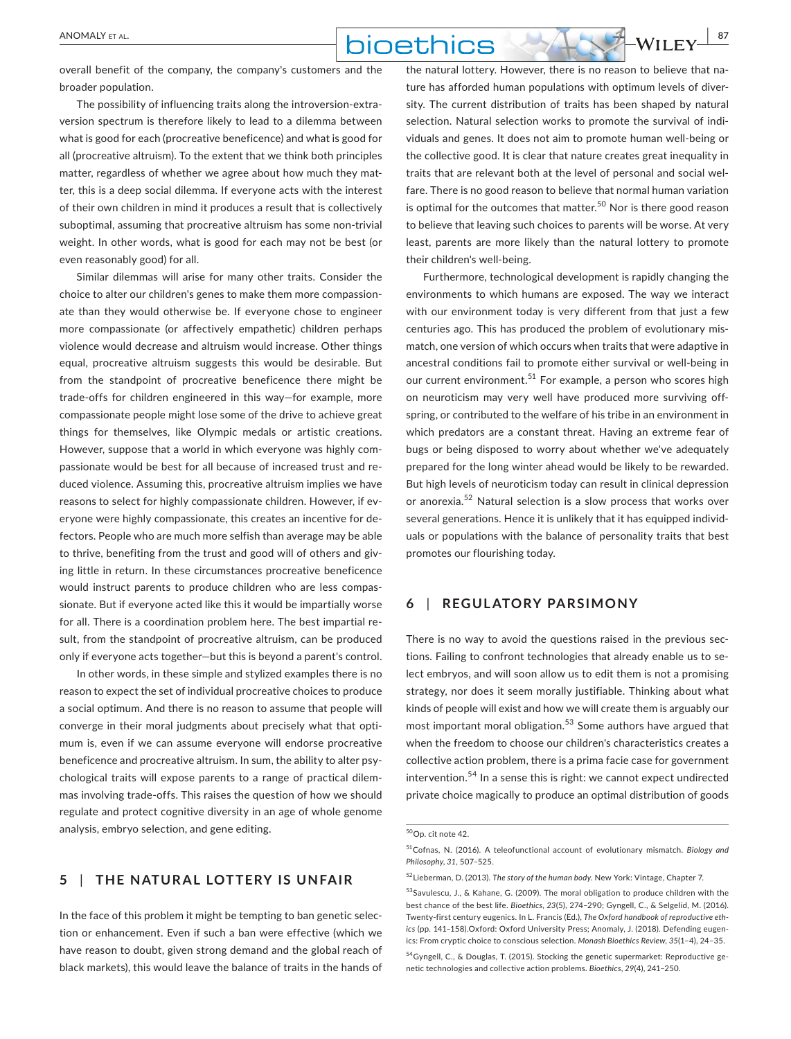overall benefit of the company, the company's customers and the broader population.

The possibility of influencing traits along the introversion-extraversion spectrum is therefore likely to lead to a dilemma between what is good for each (procreative beneficence) and what is good for all (procreative altruism). To the extent that we think both principles matter, regardless of whether we agree about how much they matter, this is a deep social dilemma. If everyone acts with the interest of their own children in mind it produces a result that is collectively suboptimal, assuming that procreative altruism has some non-trivial weight. In other words, what is good for each may not be best (or even reasonably good) for all.

Similar dilemmas will arise for many other traits. Consider the choice to alter our children's genes to make them more compassionate than they would otherwise be. If everyone chose to engineer more compassionate (or affectively empathetic) children perhaps violence would decrease and altruism would increase. Other things equal, procreative altruism suggests this would be desirable. But from the standpoint of procreative beneficence there might be trade-offs for children engineered in this way—for example, more compassionate people might lose some of the drive to achieve great things for themselves, like Olympic medals or artistic creations. However, suppose that a world in which everyone was highly compassionate would be best for all because of increased trust and reduced violence. Assuming this, procreative altruism implies we have reasons to select for highly compassionate children. However, if everyone were highly compassionate, this creates an incentive for defectors. People who are much more selfish than average may be able to thrive, benefiting from the trust and good will of others and giving little in return. In these circumstances procreative beneficence would instruct parents to produce children who are less compassionate. But if everyone acted like this it would be impartially worse for all. There is a coordination problem here. The best impartial result, from the standpoint of procreative altruism, can be produced only if everyone acts together—but this is beyond a parent's control.

In other words, in these simple and stylized examples there is no reason to expect the set of individual procreative choices to produce a social optimum. And there is no reason to assume that people will converge in their moral judgments about precisely what that optimum is, even if we can assume everyone will endorse procreative beneficence and procreative altruism. In sum, the ability to alter psychological traits will expose parents to a range of practical dilemmas involving trade-offs. This raises the question of how we should regulate and protect cognitive diversity in an age of whole genome analysis, embryo selection, and gene editing.

## 5 | THE NATURAL LOTTERY IS UNFAIR

In the face of this problem it might be tempting to ban genetic selection or enhancement. Even if such a ban were effective (which we have reason to doubt, given strong demand and the global reach of black markets), this would leave the balance of traits in the hands of the natural lottery. However, there is no reason to believe that nature has afforded human populations with optimum levels of diversity. The current distribution of traits has been shaped by natural selection. Natural selection works to promote the survival of individuals and genes. It does not aim to promote human well-being or the collective good. It is clear that nature creates great inequality in traits that are relevant both at the level of personal and social welfare. There is no good reason to believe that normal human variation is optimal for the outcomes that matter.[50] Nor is there good reason to believe that leaving such choices to parents will be worse. At very least, parents are more likely than the natural lottery to promote their children's well-being.

Furthermore, technological development is rapidly changing the environments to which humans are exposed. The way we interact with our environment today is very different from that just a few centuries ago. This has produced the problem of evolutionary mismatch, one version of which occurs when traits that were adaptive in ancestral conditions fail to promote either survival or well-being in our current environment.[51] For example, a person who scores high on neuroticism may very well have produced more surviving offspring, or contributed to the welfare of his tribe in an environment in which predators are a constant threat. Having an extreme fear of bugs or being disposed to worry about whether we've adequately prepared for the long winter ahead would be likely to be rewarded. But high levels of neuroticism today can result in clinical depression or anorexia.[52] Natural selection is a slow process that works over several generations. Hence it is unlikely that it has equipped individuals or populations with the balance of personality traits that best promotes our flourishing today.

## 6 | REGULATORY PARSIMONY

There is no way to avoid the questions raised in the previous sections. Failing to confront technologies that already enable us to select embryos, and will soon allow us to edit them is not a promising strategy, nor does it seem morally justifiable. Thinking about what kinds of people will exist and how we will create them is arguably our most important moral obligation.[53] Some authors have argued that when the freedom to choose our children's characteristics creates a collective action problem, there is a prima facie case for government intervention.[54] In a sense this is right: we cannot expect undirected private choice magically to produce an optimal distribution of goods

---

[50] Op. cit note 42.

[51] Cofnas, N. (2016). A teleofunctional account of evolutionary mismatch. *Biology and Philosophy*, *31*, 507–525.

[52] Lieberman, D. (2013). *The story of the human body*. New York: Vintage, Chapter 7.

[53] Savulescu, J., & Kahane, G. (2009). The moral obligation to produce children with the best chance of the best life. *Bioethics*, *23*(5), 274–290; Gyngell, C., & Selgelid, M. (2016). Twenty-first century eugenics. In L. Francis (Ed.), *The Oxford handbook of reproductive ethics* (pp. 141–158).Oxford: Oxford University Press; Anomaly, J. (2018). Defending eugenics: From cryptic choice to conscious selection. *Monash Bioethics Review*, *35*(1–4), 24–35.

[54] Gyngell, C., & Douglas, T. (2015). Stocking the genetic supermarket: Reproductive genetic technologies and collective action problems. *Bioethics*, *29*(4), 241–250.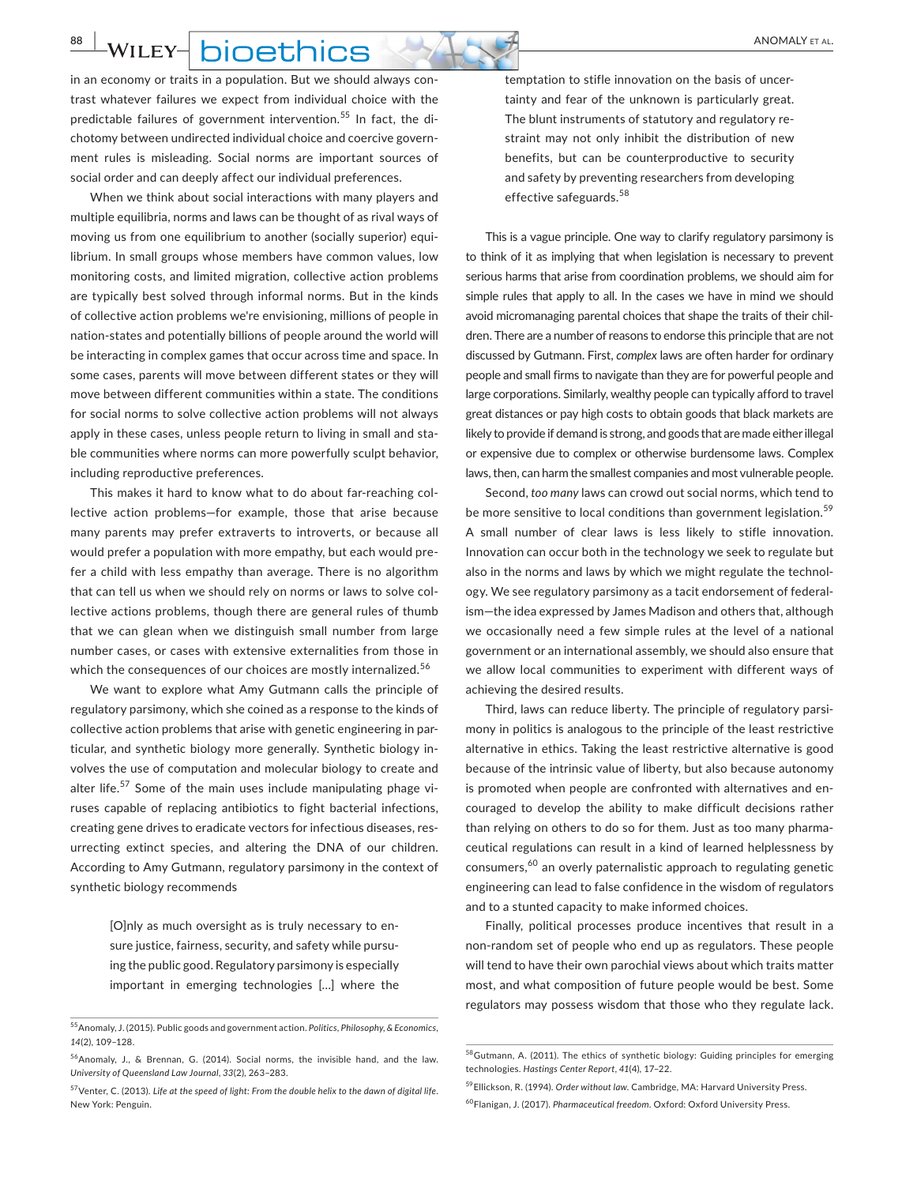in an economy or traits in a population. But we should always contrast whatever failures we expect from individual choice with the predictable failures of government intervention.[55] In fact, the dichotomy between undirected individual choice and coercive government rules is misleading. Social norms are important sources of social order and can deeply affect our individual preferences.

When we think about social interactions with many players and multiple equilibria, norms and laws can be thought of as rival ways of moving us from one equilibrium to another (socially superior) equilibrium. In small groups whose members have common values, low monitoring costs, and limited migration, collective action problems are typically best solved through informal norms. But in the kinds of collective action problems we're envisioning, millions of people in nation-states and potentially billions of people around the world will be interacting in complex games that occur across time and space. In some cases, parents will move between different states or they will move between different communities within a state. The conditions for social norms to solve collective action problems will not always apply in these cases, unless people return to living in small and stable communities where norms can more powerfully sculpt behavior, including reproductive preferences.

This makes it hard to know what to do about far-reaching collective action problems—for example, those that arise because many parents may prefer extraverts to introverts, or because all would prefer a population with more empathy, but each would prefer a child with less empathy than average. There is no algorithm that can tell us when we should rely on norms or laws to solve collective actions problems, though there are general rules of thumb that we can glean when we distinguish small number from large number cases, or cases with extensive externalities from those in which the consequences of our choices are mostly internalized.[56]

We want to explore what Amy Gutmann calls the principle of regulatory parsimony, which she coined as a response to the kinds of collective action problems that arise with genetic engineering in particular, and synthetic biology more generally. Synthetic biology involves the use of computation and molecular biology to create and alter life.[57] Some of the main uses include manipulating phage viruses capable of replacing antibiotics to fight bacterial infections, creating gene drives to eradicate vectors for infectious diseases, resurrecting extinct species, and altering the DNA of our children. According to Amy Gutmann, regulatory parsimony in the context of synthetic biology recommends

> [O]nly as much oversight as is truly necessary to ensure justice, fairness, security, and safety while pursuing the public good. Regulatory parsimony is especially important in emerging technologies [...] where the temptation to stifle innovation on the basis of uncertainty and fear of the unknown is particularly great. The blunt instruments of statutory and regulatory restraint may not only inhibit the distribution of new benefits, but can be counterproductive to security and safety by preventing researchers from developing effective safeguards.[58]

This is a vague principle. One way to clarify regulatory parsimony is to think of it as implying that when legislation is necessary to prevent serious harms that arise from coordination problems, we should aim for simple rules that apply to all. In the cases we have in mind we should avoid micromanaging parental choices that shape the traits of their children. There are a number of reasons to endorse this principle that are not discussed by Gutmann. First, *complex* laws are often harder for ordinary people and small firms to navigate than they are for powerful people and large corporations. Similarly, wealthy people can typically afford to travel great distances or pay high costs to obtain goods that black markets are likely to provide if demand is strong, and goods that are made either illegal or expensive due to complex or otherwise burdensome laws. Complex laws, then, can harm the smallest companies and most vulnerable people.

Second, *too many* laws can crowd out social norms, which tend to be more sensitive to local conditions than government legislation.[59] A small number of clear laws is less likely to stifle innovation. Innovation can occur both in the technology we seek to regulate but also in the norms and laws by which we might regulate the technology. We see regulatory parsimony as a tacit endorsement of federalism—the idea expressed by James Madison and others that, although we occasionally need a few simple rules at the level of a national government or an international assembly, we should also ensure that we allow local communities to experiment with different ways of achieving the desired results.

Third, laws can reduce liberty. The principle of regulatory parsimony in politics is analogous to the principle of the least restrictive alternative in ethics. Taking the least restrictive alternative is good because of the intrinsic value of liberty, but also because autonomy is promoted when people are confronted with alternatives and encouraged to develop the ability to make difficult decisions rather than relying on others to do so for them. Just as too many pharmaceutical regulations can result in a kind of learned helplessness by consumers,[60] an overly paternalistic approach to regulating genetic engineering can lead to false confidence in the wisdom of regulators and to a stunted capacity to make informed choices.

Finally, political processes produce incentives that result in a non-random set of people who end up as regulators. These people will tend to have their own parochial views about which traits matter most, and what composition of future people would be best. Some regulators may possess wisdom that those who they regulate lack.

---

[55] Anomaly, J. (2015). Public goods and government action. *Politics, Philosophy, & Economics*, *14*(2), 109–128.

[56] Anomaly, J., & Brennan, G. (2014). Social norms, the invisible hand, and the law. *University of Queensland Law Journal*, *33*(2), 263–283.

[57] Venter, C. (2013). *Life at the speed of light: From the double helix to the dawn of digital life*. New York: Penguin.

[58] Gutmann, A. (2011). The ethics of synthetic biology: Guiding principles for emerging technologies. *Hastings Center Report*, *41*(4), 17–22.

[59] Ellickson, R. (1994). *Order without law*. Cambridge, MA: Harvard University Press.

[60] Flanigan, J. (2017). *Pharmaceutical freedom*. Oxford: Oxford University Press.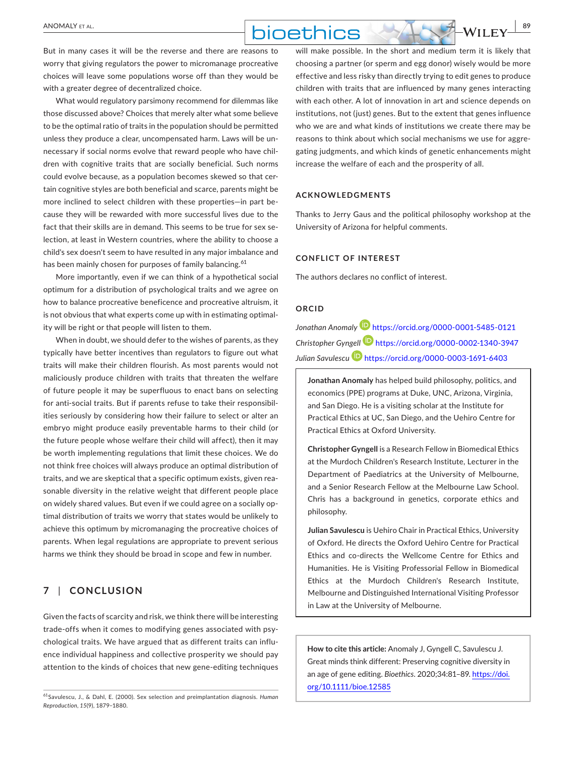But in many cases it will be the reverse and there are reasons to worry that giving regulators the power to micromanage procreative choices will leave some populations worse off than they would be with a greater degree of decentralized choice.

What would regulatory parsimony recommend for dilemmas like those discussed above? Choices that merely alter what some believe to be the optimal ratio of traits in the population should be permitted unless they produce a clear, uncompensated harm. Laws will be unnecessary if social norms evolve that reward people who have children with cognitive traits that are socially beneficial. Such norms could evolve because, as a population becomes skewed so that certain cognitive styles are both beneficial and scarce, parents might be more inclined to select children with these properties—in part because they will be rewarded with more successful lives due to the fact that their skills are in demand. This seems to be true for sex selection, at least in Western countries, where the ability to choose a child's sex doesn't seem to have resulted in any major imbalance and has been mainly chosen for purposes of family balancing.[61]

More importantly, even if we can think of a hypothetical social optimum for a distribution of psychological traits and we agree on how to balance procreative beneficence and procreative altruism, it is not obvious that what experts come up with in estimating optimality will be right or that people will listen to them.

When in doubt, we should defer to the wishes of parents, as they typically have better incentives than regulators to figure out what traits will make their children flourish. As most parents would not maliciously produce children with traits that threaten the welfare of future people it may be superfluous to enact bans on selecting for anti-social traits. But if parents refuse to take their responsibilities seriously by considering how their failure to select or alter an embryo might produce easily preventable harms to their child (or the future people whose welfare their child will affect), then it may be worth implementing regulations that limit these choices. We do not think free choices will always produce an optimal distribution of traits, and we are skeptical that a specific optimum exists, given reasonable diversity in the relative weight that different people place on widely shared values. But even if we could agree on a socially optimal distribution of traits we worry that states would be unlikely to achieve this optimum by micromanaging the procreative choices of parents. When legal regulations are appropriate to prevent serious harms we think they should be broad in scope and few in number.

## 7 | CONCLUSION

Given the facts of scarcity and risk, we think there will be interesting trade-offs when it comes to modifying genes associated with psychological traits. We have argued that as different traits can influence individual happiness and collective prosperity we should pay attention to the kinds of choices that new gene-editing techniques will make possible. In the short and medium term it is likely that choosing a partner (or sperm and egg donor) wisely would be more effective and less risky than directly trying to edit genes to produce children with traits that are influenced by many genes interacting with each other. A lot of innovation in art and science depends on institutions, not (just) genes. But to the extent that genes influence who we are and what kinds of institutions we create there may be reasons to think about which social mechanisms we use for aggregating judgments, and which kinds of genetic enhancements might increase the welfare of each and the prosperity of all.

[61] Savulescu, J., & Dahl, E. (2000). Sex selection and preimplantation diagnosis. *Human Reproduction*, *15*(9), 1879–1880.

### ACKNOWLEDGMENTS

Thanks to Jerry Gaus and the political philosophy workshop at the University of Arizona for helpful comments.

### CONFLICT OF INTEREST

The authors declares no conflict of interest.

### ORCID

*Jonathan Anomaly* https://orcid.org/0000-0001-5485-0121

*Christopher Gyngell* https://orcid.org/0000-0002-1340-3947

*Julian Savulescu* https://orcid.org/0000-0003-1691-6403

**Jonathan Anomaly** has helped build philosophy, politics, and economics (PPE) programs at Duke, UNC, Arizona, Virginia, and San Diego. He is a visiting scholar at the Institute for Practical Ethics at UC, San Diego, and the Uehiro Centre for Practical Ethics at Oxford University.

**Christopher Gyngell** is a Research Fellow in Biomedical Ethics at the Murdoch Children's Research Institute, Lecturer in the Department of Paediatrics at the University of Melbourne, and a Senior Research Fellow at the Melbourne Law School. Chris has a background in genetics, corporate ethics and philosophy.

**Julian Savulescu** is Uehiro Chair in Practical Ethics, University of Oxford. He directs the Oxford Uehiro Centre for Practical Ethics and co-directs the Wellcome Centre for Ethics and Humanities. He is Visiting Professorial Fellow in Biomedical Ethics at the Murdoch Children's Research Institute, Melbourne and Distinguished International Visiting Professor in Law at the University of Melbourne.

**How to cite this article:** Anomaly J, Gyngell C, Savulescu J. Great minds think different: Preserving cognitive diversity in an age of gene editing. *Bioethics*. 2020;34:81–89. https://doi.org/10.1111/bioe.12585